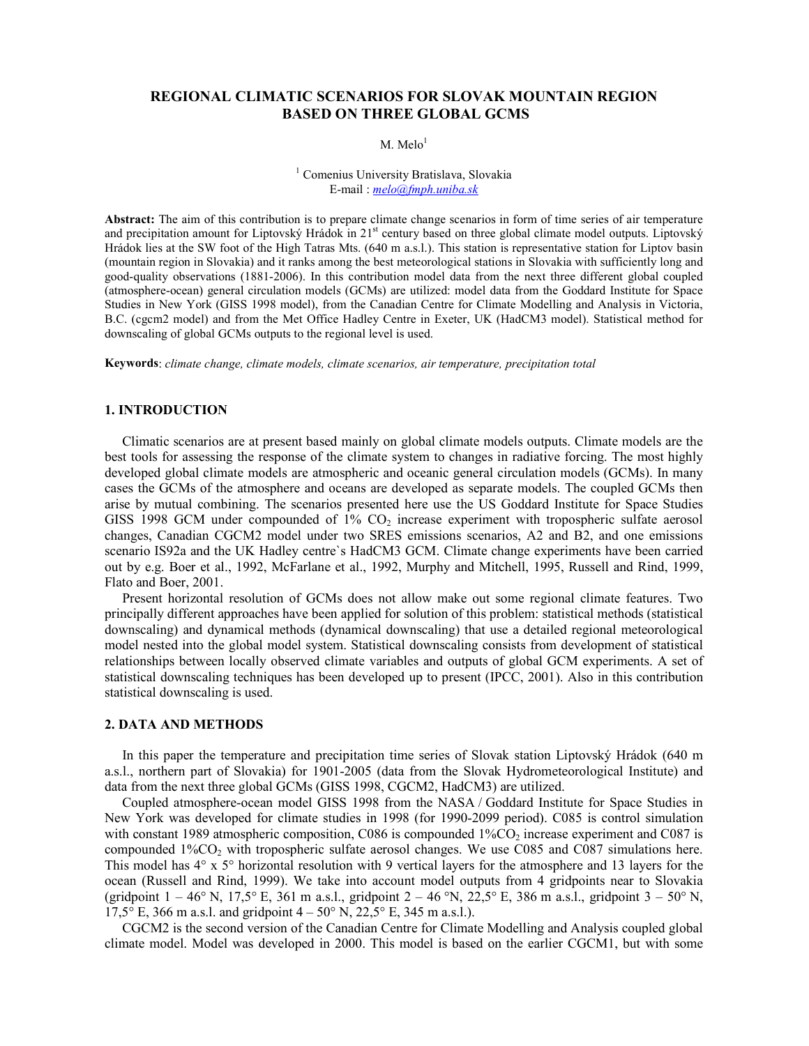# REGIONAL CLIMATIC SCENARIOS FOR SLOVAK MOUNTAIN REGION BASED ON THREE GLOBAL GCMS

M. Melo[1]

[1] Comenius University Bratislava, Slovakia
E-mail : melo@fmph.uniba.sk

**Abstract:** The aim of this contribution is to prepare climate change scenarios in form of time series of air temperature and precipitation amount for Liptovský Hrádok in 21[st] century based on three global climate model outputs. Liptovský Hrádok lies at the SW foot of the High Tatras Mts. (640 m a.s.l.). This station is representative station for Liptov basin (mountain region in Slovakia) and it ranks among the best meteorological stations in Slovakia with sufficiently long and good-quality observations (1881-2006). In this contribution model data from the next three different global coupled (atmosphere-ocean) general circulation models (GCMs) are utilized: model data from the Goddard Institute for Space Studies in New York (GISS 1998 model), from the Canadian Centre for Climate Modelling and Analysis in Victoria, B.C. (cgcm2 model) and from the Met Office Hadley Centre in Exeter, UK (HadCM3 model). Statistical method for downscaling of global GCMs outputs to the regional level is used.

**Keywords**: *climate change, climate models, climate scenarios, air temperature, precipitation total*

## 1. INTRODUCTION

Climatic scenarios are at present based mainly on global climate models outputs. Climate models are the best tools for assessing the response of the climate system to changes in radiative forcing. The most highly developed global climate models are atmospheric and oceanic general circulation models (GCMs). In many cases the GCMs of the atmosphere and oceans are developed as separate models. The coupled GCMs then arise by mutual combining. The scenarios presented here use the US Goddard Institute for Space Studies GISS 1998 GCM under compounded of 1% $CO_2$ increase experiment with tropospheric sulfate aerosol changes, Canadian CGCM2 model under two SRES emissions scenarios, A2 and B2, and one emissions scenario IS92a and the UK Hadley centre`s HadCM3 GCM. Climate change experiments have been carried out by e.g. Boer et al., 1992, McFarlane et al., 1992, Murphy and Mitchell, 1995, Russell and Rind, 1999, Flato and Boer, 2001.

Present horizontal resolution of GCMs does not allow make out some regional climate features. Two principally different approaches have been applied for solution of this problem: statistical methods (statistical downscaling) and dynamical methods (dynamical downscaling) that use a detailed regional meteorological model nested into the global model system. Statistical downscaling consists from development of statistical relationships between locally observed climate variables and outputs of global GCM experiments. A set of statistical downscaling techniques has been developed up to present (IPCC, 2001). Also in this contribution statistical downscaling is used.

## 2. DATA AND METHODS

In this paper the temperature and precipitation time series of Slovak station Liptovský Hrádok (640 m a.s.l., northern part of Slovakia) for 1901-2005 (data from the Slovak Hydrometeorological Institute) and data from the next three global GCMs (GISS 1998, CGCM2, HadCM3) are utilized.

Coupled atmosphere-ocean model GISS 1998 from the NASA / Goddard Institute for Space Studies in New York was developed for climate studies in 1998 (for 1990-2099 period). C085 is control simulation with constant 1989 atmospheric composition, C086 is compounded 1%$CO_2$ increase experiment and C087 is compounded 1%$CO_2$ with tropospheric sulfate aerosol changes. We use C085 and C087 simulations here. This model has 4° x 5° horizontal resolution with 9 vertical layers for the atmosphere and 13 layers for the ocean (Russell and Rind, 1999). We take into account model outputs from 4 gridpoints near to Slovakia (gridpoint 1 – 46° N, 17,5° E, 361 m a.s.l., gridpoint 2 – 46 °N, 22,5° E, 386 m a.s.l., gridpoint 3 – 50° N, 17,5° E, 366 m a.s.l. and gridpoint 4 – 50° N, 22,5° E, 345 m a.s.l.).

CGCM2 is the second version of the Canadian Centre for Climate Modelling and Analysis coupled global climate model. Model was developed in 2000. This model is based on the earlier CGCM1, but with some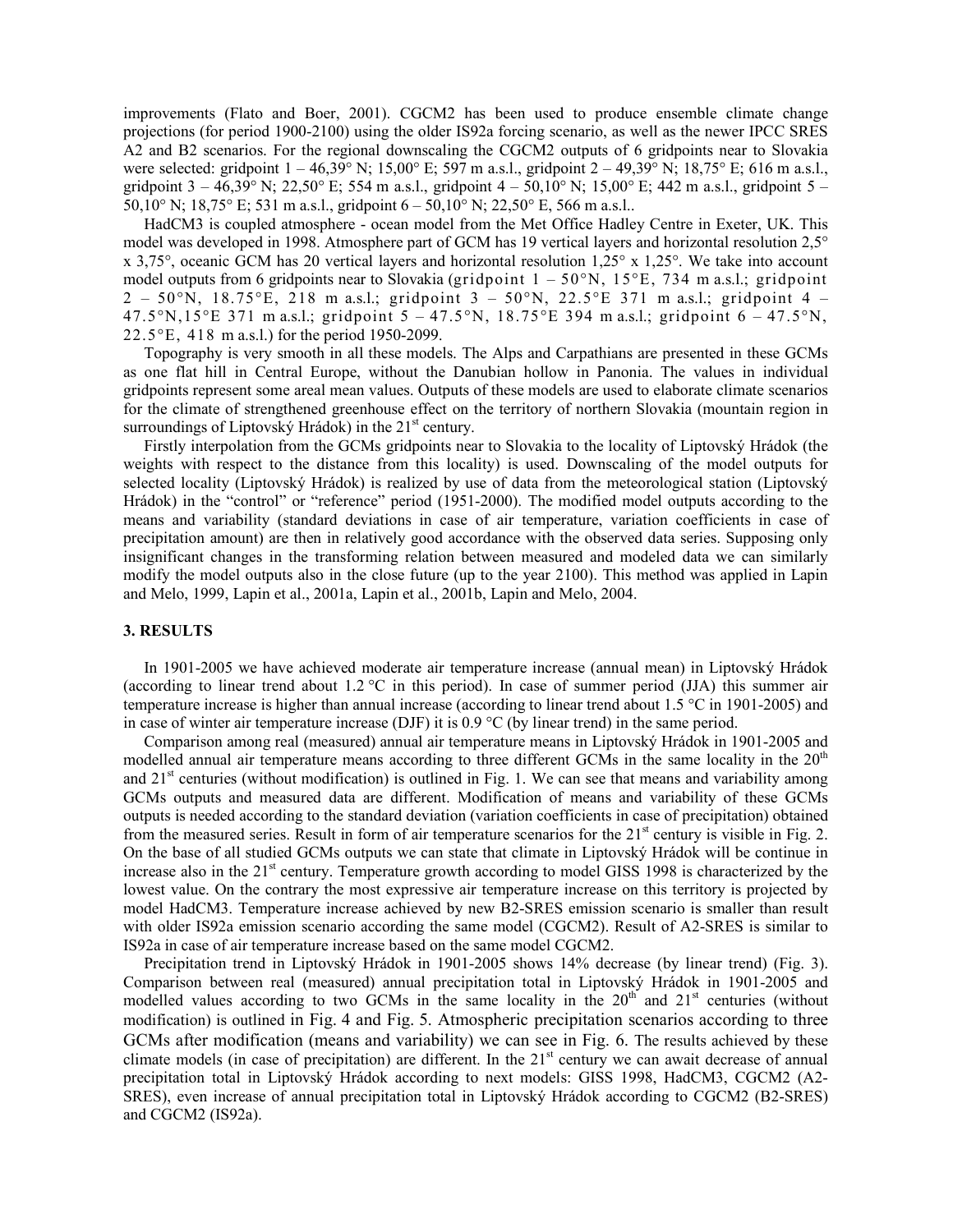improvements (Flato and Boer, 2001). CGCM2 has been used to produce ensemble climate change projections (for period 1900-2100) using the older IS92a forcing scenario, as well as the newer IPCC SRES A2 and B2 scenarios. For the regional downscaling the CGCM2 outputs of 6 gridpoints near to Slovakia were selected: gridpoint 1 – 46,39° N; 15,00° E; 597 m a.s.l., gridpoint 2 – 49,39° N; 18,75° E; 616 m a.s.l., gridpoint 3 – 46,39° N; 22,50° E; 554 m a.s.l., gridpoint 4 – 50,10° N; 15,00° E; 442 m a.s.l., gridpoint 5 – 50,10° N; 18,75° E; 531 m a.s.l., gridpoint 6 – 50,10° N; 22,50° E, 566 m a.s.l..

HadCM3 is coupled atmosphere - ocean model from the Met Office Hadley Centre in Exeter, UK. This model was developed in 1998. Atmosphere part of GCM has 19 vertical layers and horizontal resolution 2,5° x 3,75°, oceanic GCM has 20 vertical layers and horizontal resolution 1,25° x 1,25°. We take into account model outputs from 6 gridpoints near to Slovakia (gridpoint 1 – 50°N, 15°E, 734 m a.s.l.; gridpoint 2 – 50°N, 18.75°E, 218 m a.s.l.; gridpoint 3 – 50°N, 22.5°E 371 m a.s.l.; gridpoint 4 – 47.5°N,15°E 371 m a.s.l.; gridpoint 5 – 47.5°N, 18.75°E 394 m a.s.l.; gridpoint 6 – 47.5°N, 22.5°E, 418 m a.s.l.) for the period 1950-2099.

Topography is very smooth in all these models. The Alps and Carpathians are presented in these GCMs as one flat hill in Central Europe, without the Danubian hollow in Panonia. The values in individual gridpoints represent some areal mean values. Outputs of these models are used to elaborate climate scenarios for the climate of strengthened greenhouse effect on the territory of northern Slovakia (mountain region in surroundings of Liptovský Hrádok) in the 21st century.

Firstly interpolation from the GCMs gridpoints near to Slovakia to the locality of Liptovský Hrádok (the weights with respect to the distance from this locality) is used. Downscaling of the model outputs for selected locality (Liptovský Hrádok) is realized by use of data from the meteorological station (Liptovský Hrádok) in the "control" or "reference" period (1951-2000). The modified model outputs according to the means and variability (standard deviations in case of air temperature, variation coefficients in case of precipitation amount) are then in relatively good accordance with the observed data series. Supposing only insignificant changes in the transforming relation between measured and modeled data we can similarly modify the model outputs also in the close future (up to the year 2100). This method was applied in Lapin and Melo, 1999, Lapin et al., 2001a, Lapin et al., 2001b, Lapin and Melo, 2004.

## 3. RESULTS

In 1901-2005 we have achieved moderate air temperature increase (annual mean) in Liptovský Hrádok (according to linear trend about 1.2 °C in this period). In case of summer period (JJA) this summer air temperature increase is higher than annual increase (according to linear trend about 1.5 °C in 1901-2005) and in case of winter air temperature increase (DJF) it is 0.9 °C (by linear trend) in the same period.

Comparison among real (measured) annual air temperature means in Liptovský Hrádok in 1901-2005 and modelled annual air temperature means according to three different GCMs in the same locality in the 20th and 21st centuries (without modification) is outlined in Fig. 1. We can see that means and variability among GCMs outputs and measured data are different. Modification of means and variability of these GCMs outputs is needed according to the standard deviation (variation coefficients in case of precipitation) obtained from the measured series. Result in form of air temperature scenarios for the 21st century is visible in Fig. 2. On the base of all studied GCMs outputs we can state that climate in Liptovský Hrádok will be continue in increase also in the 21st century. Temperature growth according to model GISS 1998 is characterized by the lowest value. On the contrary the most expressive air temperature increase on this territory is projected by model HadCM3. Temperature increase achieved by new B2-SRES emission scenario is smaller than result with older IS92a emission scenario according the same model (CGCM2). Result of A2-SRES is similar to IS92a in case of air temperature increase based on the same model CGCM2.

Precipitation trend in Liptovský Hrádok in 1901-2005 shows 14% decrease (by linear trend) (Fig. 3). Comparison between real (measured) annual precipitation total in Liptovský Hrádok in 1901-2005 and modelled values according to two GCMs in the same locality in the 20th and 21st centuries (without modification) is outlined in Fig. 4 and Fig. 5. Atmospheric precipitation scenarios according to three GCMs after modification (means and variability) we can see in Fig. 6. The results achieved by these climate models (in case of precipitation) are different. In the 21st century we can await decrease of annual precipitation total in Liptovský Hrádok according to next models: GISS 1998, HadCM3, CGCM2 (A2-SRES), even increase of annual precipitation total in Liptovský Hrádok according to CGCM2 (B2-SRES) and CGCM2 (IS92a).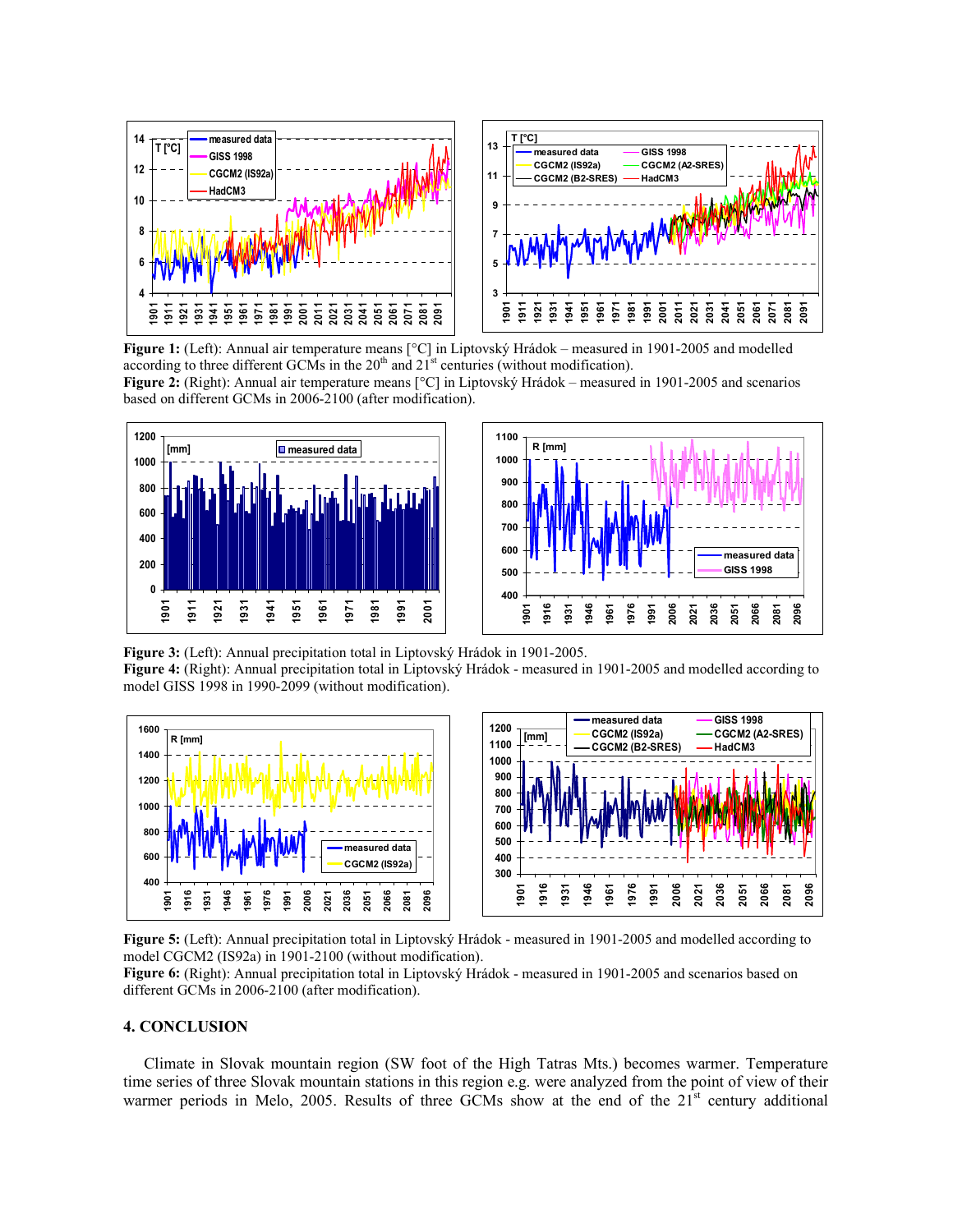**Figure 1:** (Left): Annual air temperature means [°C] in Liptovský Hrádok – measured in 1901-2005 and modelled according to three different GCMs in the 20th and 21st centuries (without modification).
**Figure 2:** (Right): Annual air temperature means [°C] in Liptovský Hrádok – measured in 1901-2005 and scenarios based on different GCMs in 2006-2100 (after modification).

**Figure 3:** (Left): Annual precipitation total in Liptovský Hrádok in 1901-2005.
**Figure 4:** (Right): Annual precipitation total in Liptovský Hrádok - measured in 1901-2005 and modelled according to model GISS 1998 in 1990-2099 (without modification).

**Figure 5:** (Left): Annual precipitation total in Liptovský Hrádok - measured in 1901-2005 and modelled according to model CGCM2 (IS92a) in 1901-2100 (without modification).
**Figure 6:** (Right): Annual precipitation total in Liptovský Hrádok - measured in 1901-2005 and scenarios based on different GCMs in 2006-2100 (after modification).

## 4. CONCLUSION

Climate in Slovak mountain region (SW foot of the High Tatras Mts.) becomes warmer. Temperature time series of three Slovak mountain stations in this region e.g. were analyzed from the point of view of their warmer periods in Melo, 2005. Results of three GCMs show at the end of the 21st century additional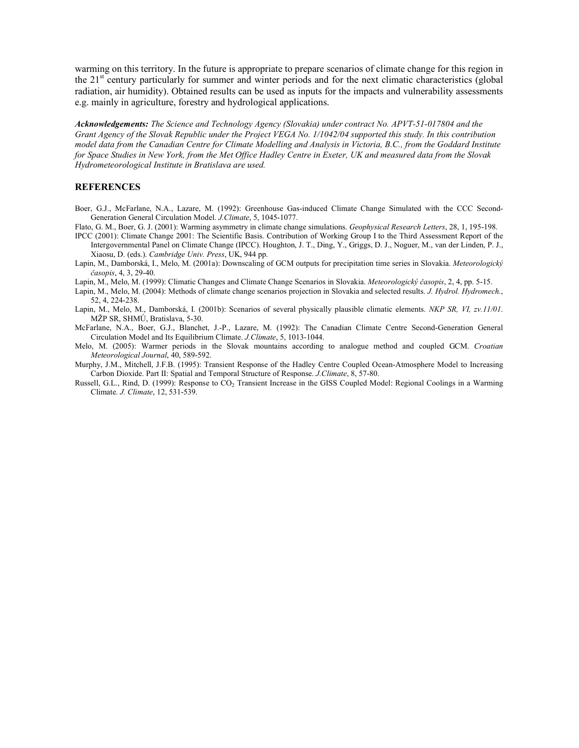warming on this territory. In the future is appropriate to prepare scenarios of climate change for this region in the 21st century particularly for summer and winter periods and for the next climatic characteristics (global radiation, air humidity). Obtained results can be used as inputs for the impacts and vulnerability assessments e.g. mainly in agriculture, forestry and hydrological applications.

***Acknowledgements:*** *The Science and Technology Agency (Slovakia) under contract No. APVT-51-017804 and the Grant Agency of the Slovak Republic under the Project VEGA No. 1/1042/04 supported this study. In this contribution model data from the Canadian Centre for Climate Modelling and Analysis in Victoria, B.C., from the Goddard Institute for Space Studies in New York, from the Met Office Hadley Centre in Exeter, UK and measured data from the Slovak Hydrometeorological Institute in Bratislava are used.*

## REFERENCES

Boer, G.J., McFarlane, N.A., Lazare, M. (1992): Greenhouse Gas-induced Climate Change Simulated with the CCC Second-Generation General Circulation Model. *J.Climate*, 5, 1045-1077.

Flato, G. M., Boer, G. J. (2001): Warming asymmetry in climate change simulations. *Geophysical Research Letters*, 28, 1, 195-198.

IPCC (2001): Climate Change 2001: The Scientific Basis. Contribution of Working Group I to the Third Assessment Report of the Intergovernmental Panel on Climate Change (IPCC). Houghton, J. T., Ding, Y., Griggs, D. J., Noguer, M., van der Linden, P. J., Xiaosu, D. (eds.). *Cambridge Univ. Press*, UK, 944 pp.

Lapin, M., Damborská, I., Melo, M. (2001a): Downscaling of GCM outputs for precipitation time series in Slovakia. *Meteorologický časopis*, 4, 3, 29-40.

Lapin, M., Melo, M. (1999): Climatic Changes and Climate Change Scenarios in Slovakia. *Meteorologický časopis*, 2, 4, pp. 5-15.

Lapin, M., Melo, M. (2004): Methods of climate change scenarios projection in Slovakia and selected results. *J. Hydrol. Hydromech.*, 52, 4, 224-238.

Lapin, M., Melo, M., Damborská, I. (2001b): Scenarios of several physically plausible climatic elements. *NKP SR, VI, zv.11/01*. MŽP SR, SHMÚ, Bratislava, 5-30.

McFarlane, N.A., Boer, G.J., Blanchet, J.-P., Lazare, M. (1992): The Canadian Climate Centre Second-Generation General Circulation Model and Its Equilibrium Climate. *J.Climate*, 5, 1013-1044.

Melo, M. (2005): Warmer periods in the Slovak mountains according to analogue method and coupled GCM. *Croatian Meteorological Journal*, 40, 589-592.

Murphy, J.M., Mitchell, J.F.B. (1995): Transient Response of the Hadley Centre Coupled Ocean-Atmosphere Model to Increasing Carbon Dioxide. Part II: Spatial and Temporal Structure of Response. *J.Climate*, 8, 57-80.

Russell, G.L., Rind, D. (1999): Response to $CO_2$ Transient Increase in the GISS Coupled Model: Regional Coolings in a Warming Climate. *J. Climate*, 12, 531-539.